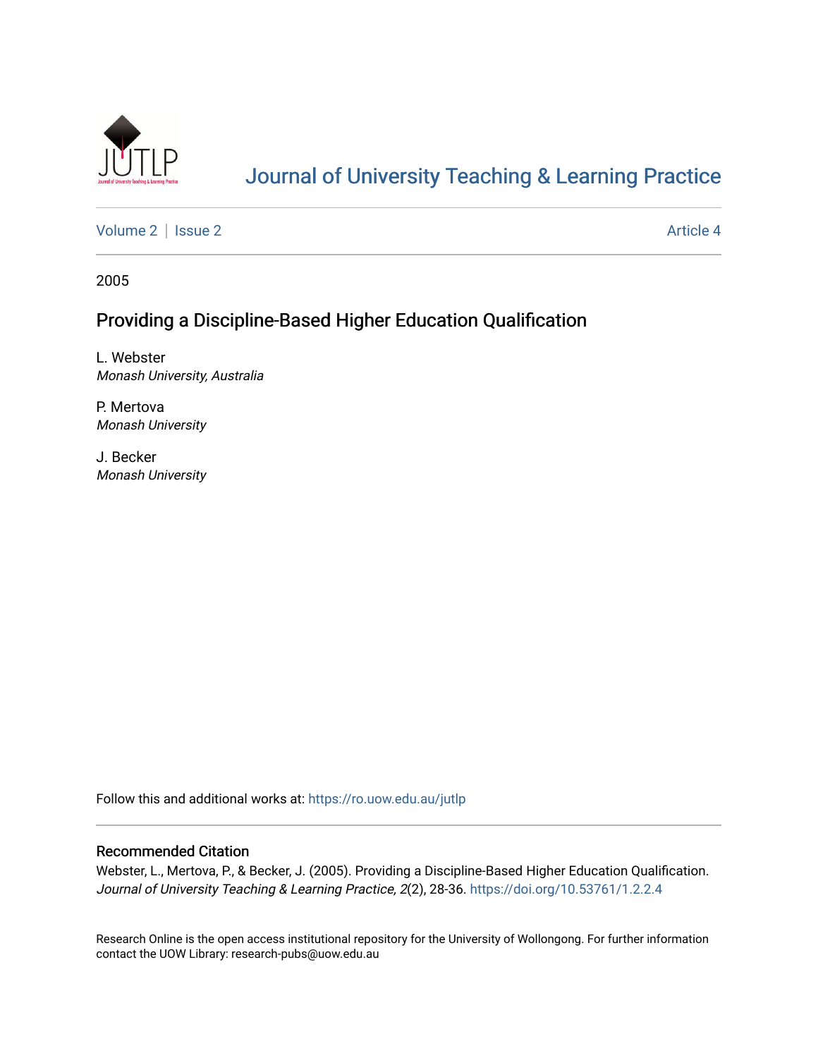# Journal of University Teaching & Learning Practice

Volume 2 | Issue 2 — Article 4

2005

## Providing a Discipline-Based Higher Education Qualification

L. Webster
*Monash University, Australia*

P. Mertova
*Monash University*

J. Becker
*Monash University*

Follow this and additional works at: https://ro.uow.edu.au/jutlp

### Recommended Citation

Webster, L., Mertova, P., & Becker, J. (2005). Providing a Discipline-Based Higher Education Qualification. *Journal of University Teaching & Learning Practice, 2*(2), 28-36. https://doi.org/10.53761/1.2.2.4

Research Online is the open access institutional repository for the University of Wollongong. For further information contact the UOW Library: research-pubs@uow.edu.au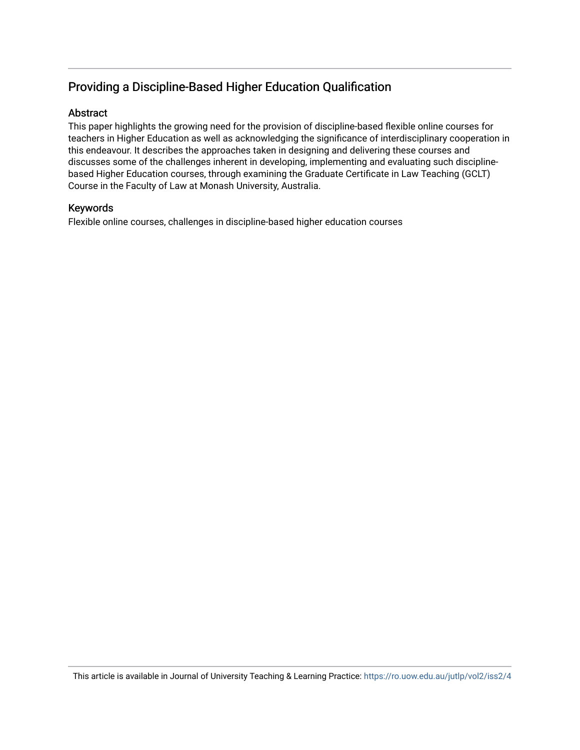## Providing a Discipline-Based Higher Education Qualification

### Abstract

This paper highlights the growing need for the provision of discipline-based flexible online courses for teachers in Higher Education as well as acknowledging the significance of interdisciplinary cooperation in this endeavour. It describes the approaches taken in designing and delivering these courses and discusses some of the challenges inherent in developing, implementing and evaluating such discipline-based Higher Education courses, through examining the Graduate Certificate in Law Teaching (GCLT) Course in the Faculty of Law at Monash University, Australia.

### Keywords

Flexible online courses, challenges in discipline-based higher education courses

This article is available in Journal of University Teaching & Learning Practice: https://ro.uow.edu.au/jutlp/vol2/iss2/4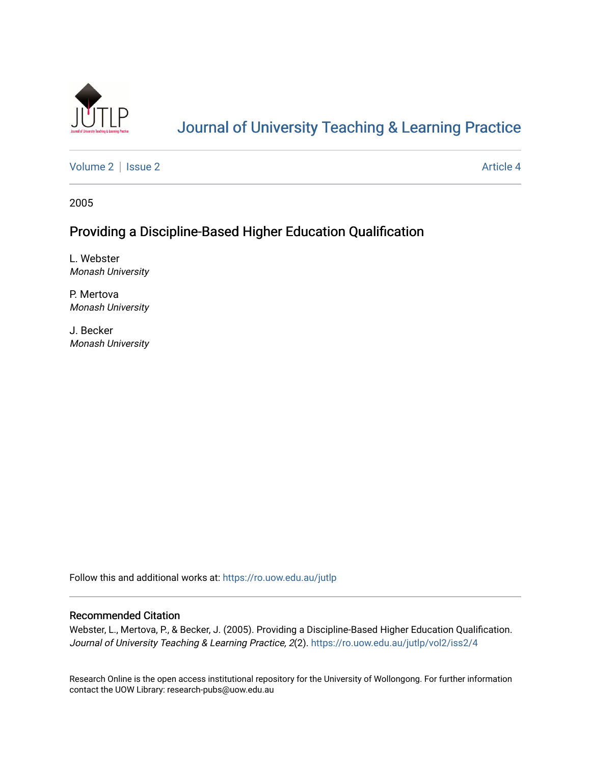# Journal of University Teaching & Learning Practice

Volume 2 | Issue 2 Article 4

2005

## Providing a Discipline-Based Higher Education Qualification

L. Webster
*Monash University*

P. Mertova
*Monash University*

J. Becker
*Monash University*

Follow this and additional works at: https://ro.uow.edu.au/jutlp

### Recommended Citation

Webster, L., Mertova, P., & Becker, J. (2005). Providing a Discipline-Based Higher Education Qualification. *Journal of University Teaching & Learning Practice, 2*(2). https://ro.uow.edu.au/jutlp/vol2/iss2/4

Research Online is the open access institutional repository for the University of Wollongong. For further information contact the UOW Library: research-pubs@uow.edu.au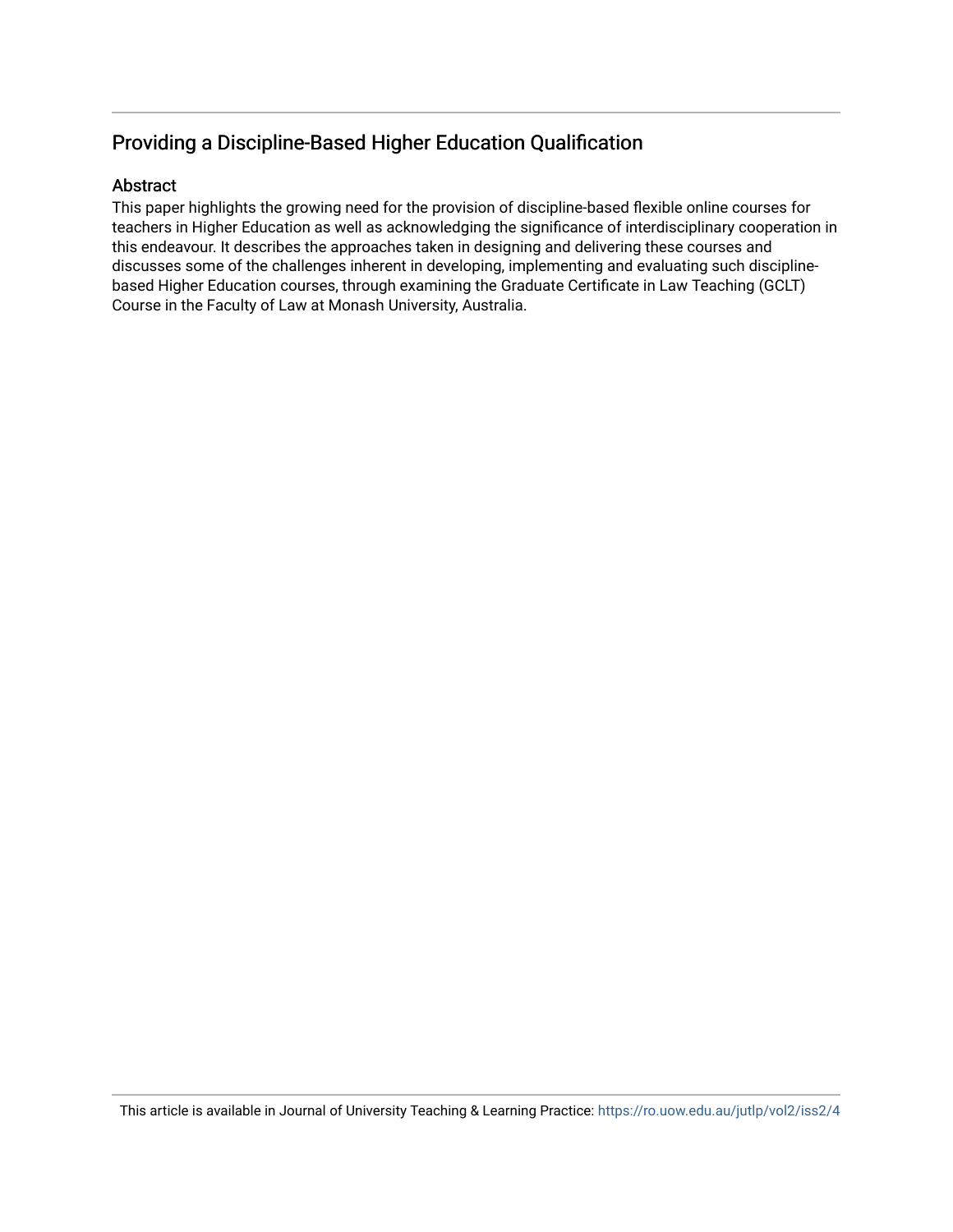## Providing a Discipline-Based Higher Education Qualification

### Abstract

This paper highlights the growing need for the provision of discipline-based flexible online courses for teachers in Higher Education as well as acknowledging the significance of interdisciplinary cooperation in this endeavour. It describes the approaches taken in designing and delivering these courses and discusses some of the challenges inherent in developing, implementing and evaluating such discipline-based Higher Education courses, through examining the Graduate Certificate in Law Teaching (GCLT) Course in the Faculty of Law at Monash University, Australia.

This article is available in Journal of University Teaching & Learning Practice: https://ro.uow.edu.au/jutlp/vol2/iss2/4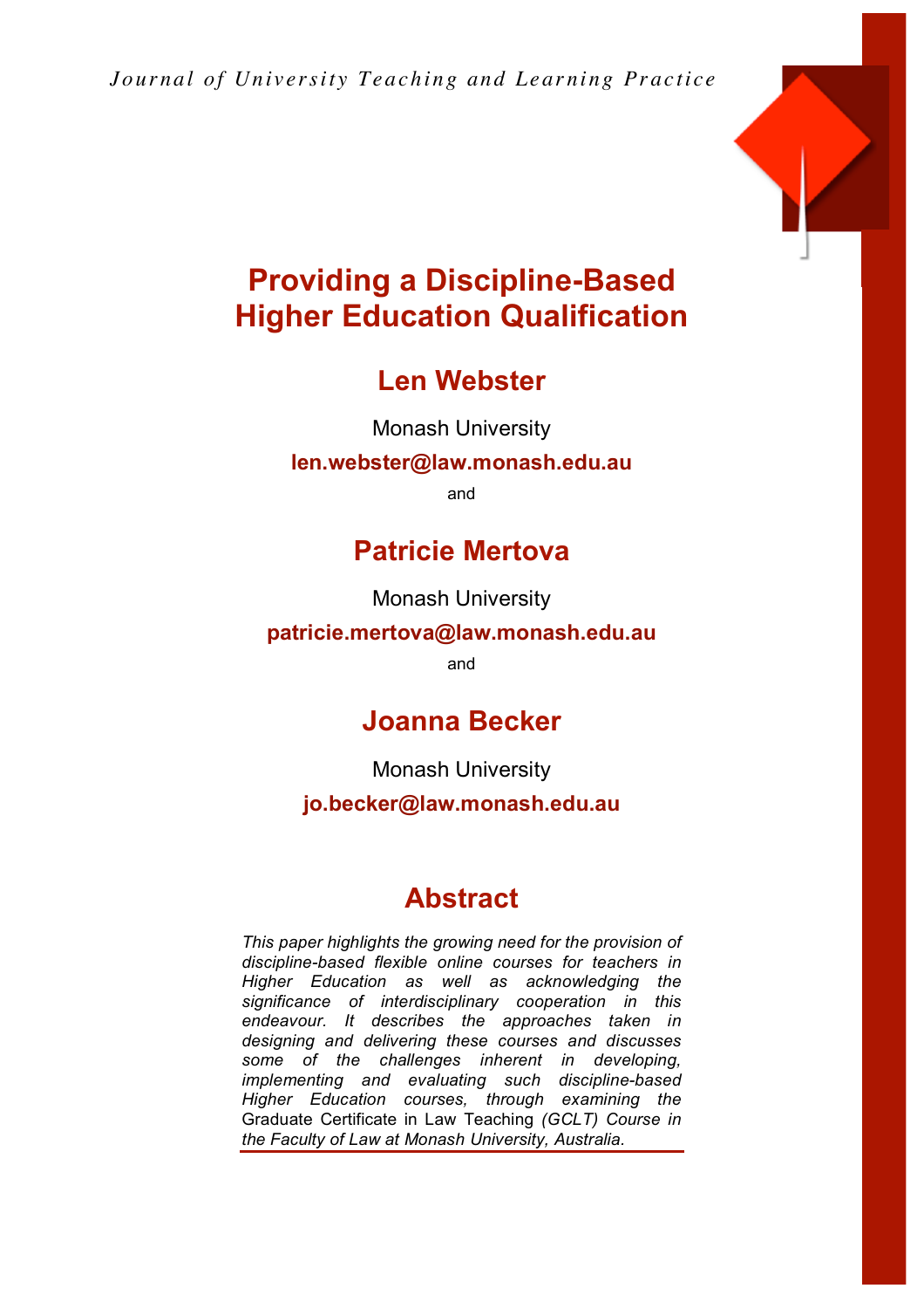*Journal of University Teaching and Learning Practice*

# Providing a Discipline-Based Higher Education Qualification

## Len Webster

Monash University

**len.webster@law.monash.edu.au**

and

## Patricie Mertova

Monash University

**patricie.mertova@law.monash.edu.au**

and

## Joanna Becker

Monash University

**jo.becker@law.monash.edu.au**

## Abstract

*This paper highlights the growing need for the provision of discipline-based flexible online courses for teachers in Higher Education as well as acknowledging the significance of interdisciplinary cooperation in this endeavour. It describes the approaches taken in designing and delivering these courses and discusses some of the challenges inherent in developing, implementing and evaluating such discipline-based Higher Education courses, through examining the* Graduate Certificate in Law Teaching *(GCLT) Course in the Faculty of Law at Monash University, Australia.*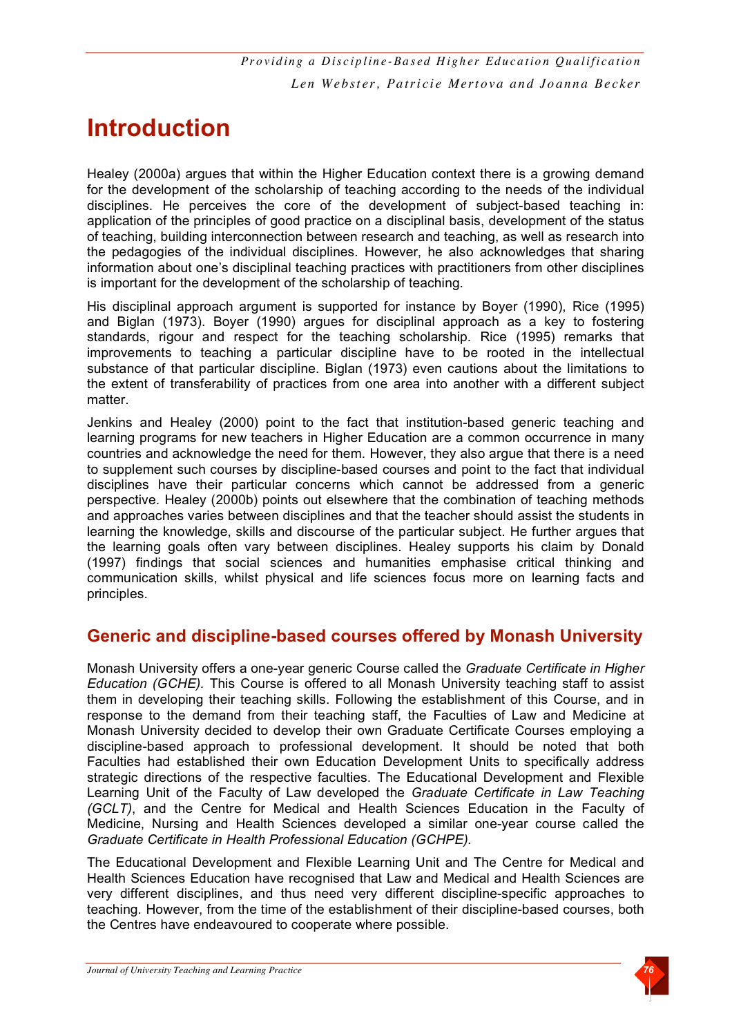# Introduction

Healey (2000a) argues that within the Higher Education context there is a growing demand for the development of the scholarship of teaching according to the needs of the individual disciplines. He perceives the core of the development of subject-based teaching in: application of the principles of good practice on a disciplinal basis, development of the status of teaching, building interconnection between research and teaching, as well as research into the pedagogies of the individual disciplines. However, he also acknowledges that sharing information about one's disciplinal teaching practices with practitioners from other disciplines is important for the development of the scholarship of teaching.

His disciplinal approach argument is supported for instance by Boyer (1990), Rice (1995) and Biglan (1973). Boyer (1990) argues for disciplinal approach as a key to fostering standards, rigour and respect for the teaching scholarship. Rice (1995) remarks that improvements to teaching a particular discipline have to be rooted in the intellectual substance of that particular discipline. Biglan (1973) even cautions about the limitations to the extent of transferability of practices from one area into another with a different subject matter.

Jenkins and Healey (2000) point to the fact that institution-based generic teaching and learning programs for new teachers in Higher Education are a common occurrence in many countries and acknowledge the need for them. However, they also argue that there is a need to supplement such courses by discipline-based courses and point to the fact that individual disciplines have their particular concerns which cannot be addressed from a generic perspective. Healey (2000b) points out elsewhere that the combination of teaching methods and approaches varies between disciplines and that the teacher should assist the students in learning the knowledge, skills and discourse of the particular subject. He further argues that the learning goals often vary between disciplines. Healey supports his claim by Donald (1997) findings that social sciences and humanities emphasise critical thinking and communication skills, whilst physical and life sciences focus more on learning facts and principles.

## Generic and discipline-based courses offered by Monash University

Monash University offers a one-year generic Course called the *Graduate Certificate in Higher Education (GCHE).* This Course is offered to all Monash University teaching staff to assist them in developing their teaching skills. Following the establishment of this Course, and in response to the demand from their teaching staff, the Faculties of Law and Medicine at Monash University decided to develop their own Graduate Certificate Courses employing a discipline-based approach to professional development. It should be noted that both Faculties had established their own Education Development Units to specifically address strategic directions of the respective faculties. The Educational Development and Flexible Learning Unit of the Faculty of Law developed the *Graduate Certificate in Law Teaching (GCLT)*, and the Centre for Medical and Health Sciences Education in the Faculty of Medicine, Nursing and Health Sciences developed a similar one-year course called the *Graduate Certificate in Health Professional Education (GCHPE).*

The Educational Development and Flexible Learning Unit and The Centre for Medical and Health Sciences Education have recognised that Law and Medical and Health Sciences are very different disciplines, and thus need very different discipline-specific approaches to teaching. However, from the time of the establishment of their discipline-based courses, both the Centres have endeavoured to cooperate where possible.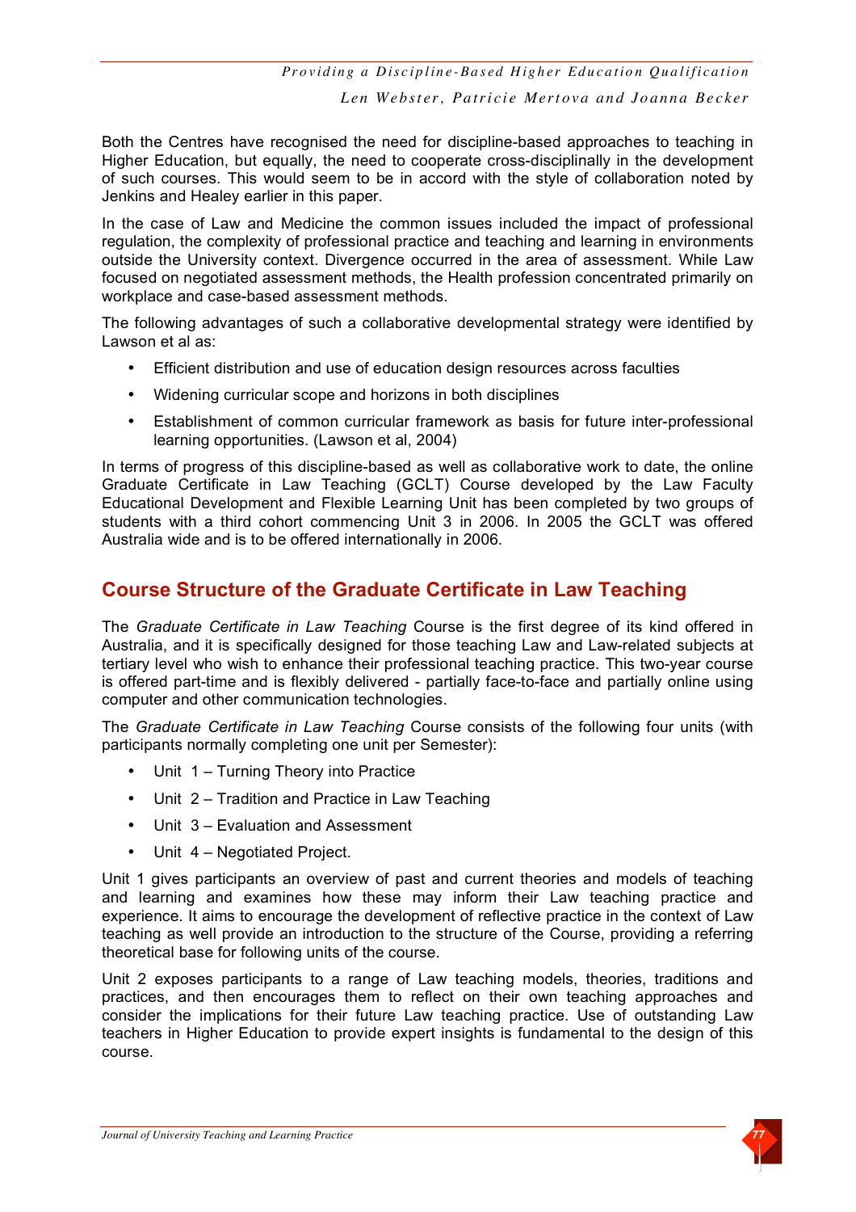Both the Centres have recognised the need for discipline-based approaches to teaching in Higher Education, but equally, the need to cooperate cross-disciplinally in the development of such courses. This would seem to be in accord with the style of collaboration noted by Jenkins and Healey earlier in this paper.

In the case of Law and Medicine the common issues included the impact of professional regulation, the complexity of professional practice and teaching and learning in environments outside the University context. Divergence occurred in the area of assessment. While Law focused on negotiated assessment methods, the Health profession concentrated primarily on workplace and case-based assessment methods.

The following advantages of such a collaborative developmental strategy were identified by Lawson et al as:

- Efficient distribution and use of education design resources across faculties
- Widening curricular scope and horizons in both disciplines
- Establishment of common curricular framework as basis for future inter-professional learning opportunities. (Lawson et al, 2004)

In terms of progress of this discipline-based as well as collaborative work to date, the online Graduate Certificate in Law Teaching (GCLT) Course developed by the Law Faculty Educational Development and Flexible Learning Unit has been completed by two groups of students with a third cohort commencing Unit 3 in 2006. In 2005 the GCLT was offered Australia wide and is to be offered internationally in 2006.

## Course Structure of the Graduate Certificate in Law Teaching

The *Graduate Certificate in Law Teaching* Course is the first degree of its kind offered in Australia, and it is specifically designed for those teaching Law and Law-related subjects at tertiary level who wish to enhance their professional teaching practice. This two-year course is offered part-time and is flexibly delivered - partially face-to-face and partially online using computer and other communication technologies.

The *Graduate Certificate in Law Teaching* Course consists of the following four units (with participants normally completing one unit per Semester):

- Unit 1 – Turning Theory into Practice
- Unit 2 – Tradition and Practice in Law Teaching
- Unit 3 – Evaluation and Assessment
- Unit 4 – Negotiated Project.

Unit 1 gives participants an overview of past and current theories and models of teaching and learning and examines how these may inform their Law teaching practice and experience. It aims to encourage the development of reflective practice in the context of Law teaching as well provide an introduction to the structure of the Course, providing a referring theoretical base for following units of the course.

Unit 2 exposes participants to a range of Law teaching models, theories, traditions and practices, and then encourages them to reflect on their own teaching approaches and consider the implications for their future Law teaching practice. Use of outstanding Law teachers in Higher Education to provide expert insights is fundamental to the design of this course.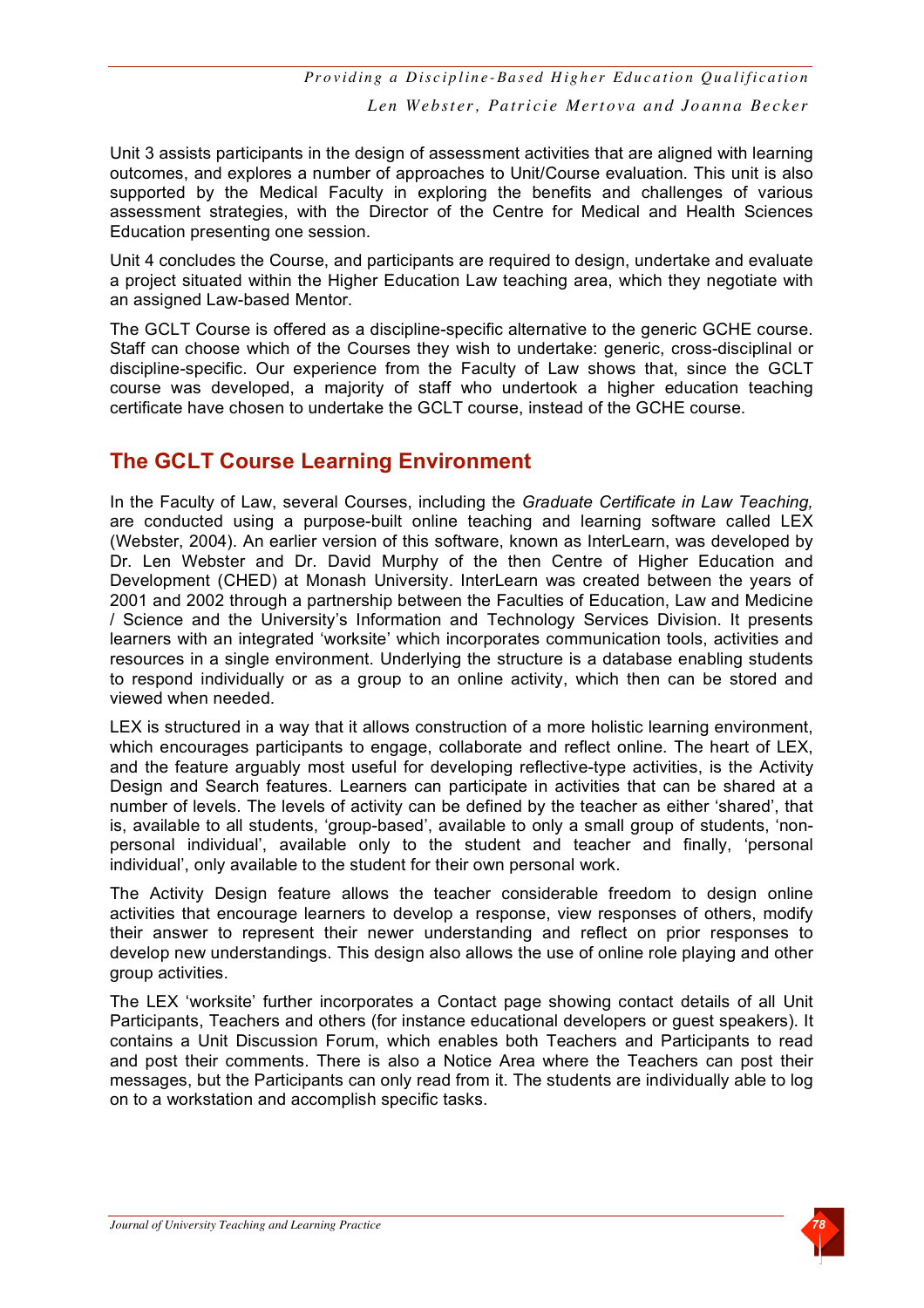Unit 3 assists participants in the design of assessment activities that are aligned with learning outcomes, and explores a number of approaches to Unit/Course evaluation. This unit is also supported by the Medical Faculty in exploring the benefits and challenges of various assessment strategies, with the Director of the Centre for Medical and Health Sciences Education presenting one session.

Unit 4 concludes the Course, and participants are required to design, undertake and evaluate a project situated within the Higher Education Law teaching area, which they negotiate with an assigned Law-based Mentor.

The GCLT Course is offered as a discipline-specific alternative to the generic GCHE course. Staff can choose which of the Courses they wish to undertake: generic, cross-disciplinal or discipline-specific. Our experience from the Faculty of Law shows that, since the GCLT course was developed, a majority of staff who undertook a higher education teaching certificate have chosen to undertake the GCLT course, instead of the GCHE course.

## The GCLT Course Learning Environment

In the Faculty of Law, several Courses, including the *Graduate Certificate in Law Teaching,* are conducted using a purpose-built online teaching and learning software called LEX (Webster, 2004). An earlier version of this software, known as InterLearn, was developed by Dr. Len Webster and Dr. David Murphy of the then Centre of Higher Education and Development (CHED) at Monash University. InterLearn was created between the years of 2001 and 2002 through a partnership between the Faculties of Education, Law and Medicine / Science and the University's Information and Technology Services Division. It presents learners with an integrated 'worksite' which incorporates communication tools, activities and resources in a single environment. Underlying the structure is a database enabling students to respond individually or as a group to an online activity, which then can be stored and viewed when needed.

LEX is structured in a way that it allows construction of a more holistic learning environment, which encourages participants to engage, collaborate and reflect online. The heart of LEX, and the feature arguably most useful for developing reflective-type activities, is the Activity Design and Search features. Learners can participate in activities that can be shared at a number of levels. The levels of activity can be defined by the teacher as either 'shared', that is, available to all students, 'group-based', available to only a small group of students, 'non-personal individual', available only to the student and teacher and finally, 'personal individual', only available to the student for their own personal work.

The Activity Design feature allows the teacher considerable freedom to design online activities that encourage learners to develop a response, view responses of others, modify their answer to represent their newer understanding and reflect on prior responses to develop new understandings. This design also allows the use of online role playing and other group activities.

The LEX 'worksite' further incorporates a Contact page showing contact details of all Unit Participants, Teachers and others (for instance educational developers or guest speakers). It contains a Unit Discussion Forum, which enables both Teachers and Participants to read and post their comments. There is also a Notice Area where the Teachers can post their messages, but the Participants can only read from it. The students are individually able to log on to a workstation and accomplish specific tasks.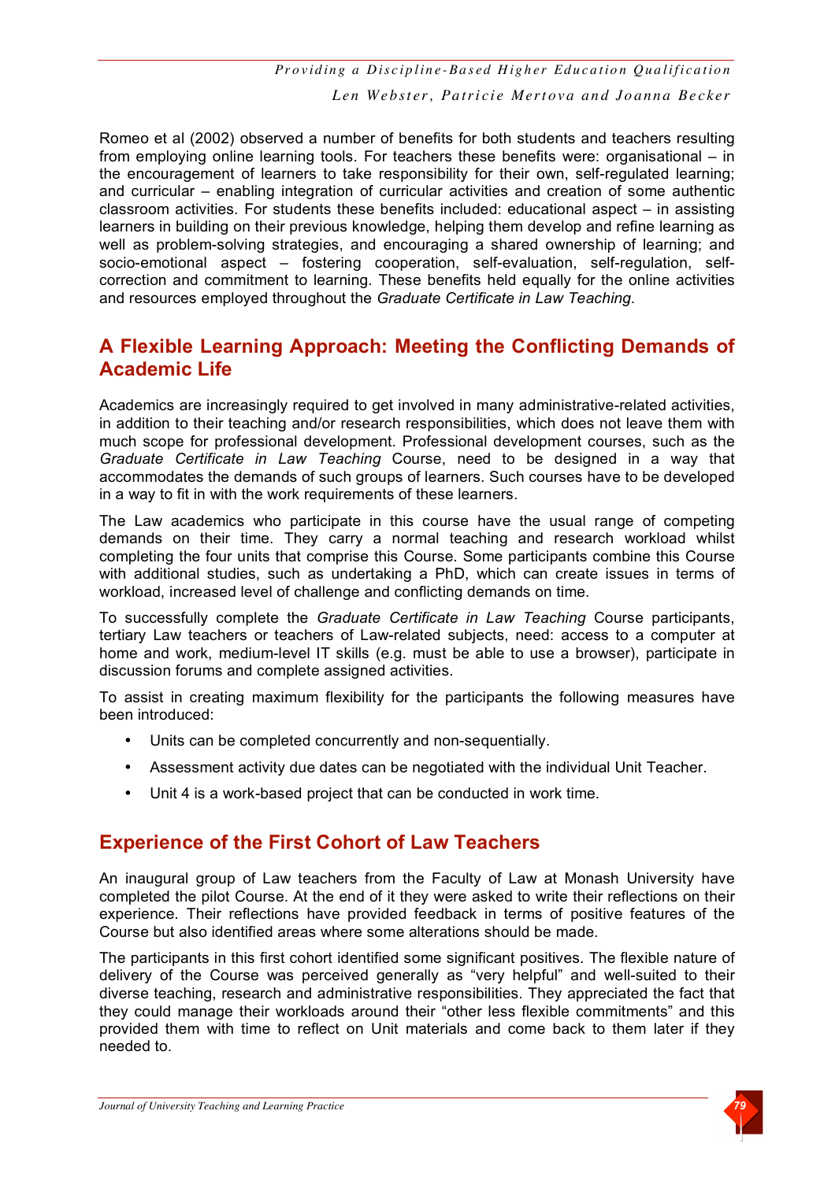Romeo et al (2002) observed a number of benefits for both students and teachers resulting from employing online learning tools. For teachers these benefits were: organisational – in the encouragement of learners to take responsibility for their own, self-regulated learning; and curricular – enabling integration of curricular activities and creation of some authentic classroom activities. For students these benefits included: educational aspect – in assisting learners in building on their previous knowledge, helping them develop and refine learning as well as problem-solving strategies, and encouraging a shared ownership of learning; and socio-emotional aspect – fostering cooperation, self-evaluation, self-regulation, self-correction and commitment to learning. These benefits held equally for the online activities and resources employed throughout the *Graduate Certificate in Law Teaching*.

## A Flexible Learning Approach: Meeting the Conflicting Demands of Academic Life

Academics are increasingly required to get involved in many administrative-related activities, in addition to their teaching and/or research responsibilities, which does not leave them with much scope for professional development. Professional development courses, such as the *Graduate Certificate in Law Teaching* Course, need to be designed in a way that accommodates the demands of such groups of learners. Such courses have to be developed in a way to fit in with the work requirements of these learners.

The Law academics who participate in this course have the usual range of competing demands on their time. They carry a normal teaching and research workload whilst completing the four units that comprise this Course. Some participants combine this Course with additional studies, such as undertaking a PhD, which can create issues in terms of workload, increased level of challenge and conflicting demands on time.

To successfully complete the *Graduate Certificate in Law Teaching* Course participants, tertiary Law teachers or teachers of Law-related subjects, need: access to a computer at home and work, medium-level IT skills (e.g. must be able to use a browser), participate in discussion forums and complete assigned activities.

To assist in creating maximum flexibility for the participants the following measures have been introduced:

- Units can be completed concurrently and non-sequentially.
- Assessment activity due dates can be negotiated with the individual Unit Teacher.
- Unit 4 is a work-based project that can be conducted in work time.

## Experience of the First Cohort of Law Teachers

An inaugural group of Law teachers from the Faculty of Law at Monash University have completed the pilot Course. At the end of it they were asked to write their reflections on their experience. Their reflections have provided feedback in terms of positive features of the Course but also identified areas where some alterations should be made.

The participants in this first cohort identified some significant positives. The flexible nature of delivery of the Course was perceived generally as "very helpful" and well-suited to their diverse teaching, research and administrative responsibilities. They appreciated the fact that they could manage their workloads around their "other less flexible commitments" and this provided them with time to reflect on Unit materials and come back to them later if they needed to.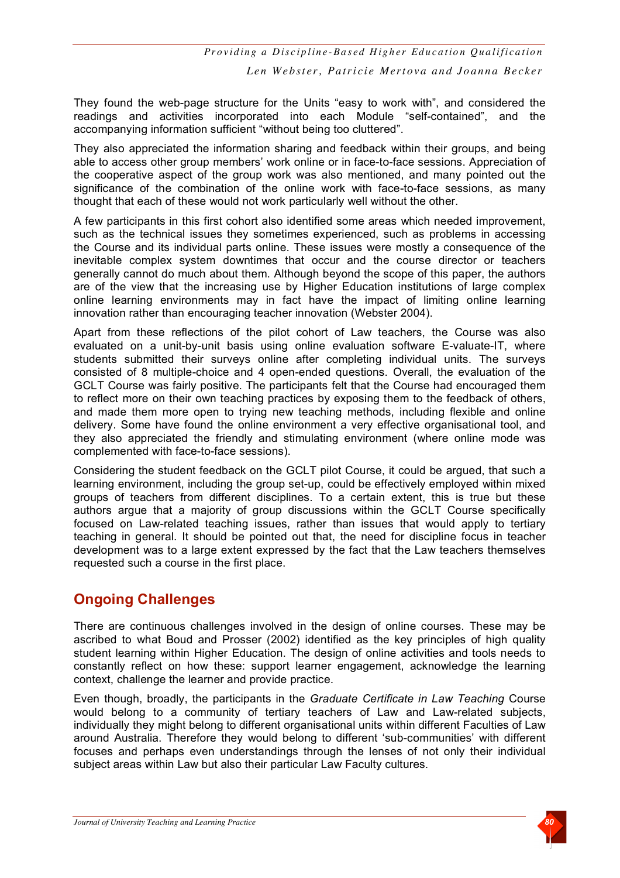They found the web-page structure for the Units "easy to work with", and considered the readings and activities incorporated into each Module "self-contained", and the accompanying information sufficient "without being too cluttered".

They also appreciated the information sharing and feedback within their groups, and being able to access other group members' work online or in face-to-face sessions. Appreciation of the cooperative aspect of the group work was also mentioned, and many pointed out the significance of the combination of the online work with face-to-face sessions, as many thought that each of these would not work particularly well without the other.

A few participants in this first cohort also identified some areas which needed improvement, such as the technical issues they sometimes experienced, such as problems in accessing the Course and its individual parts online. These issues were mostly a consequence of the inevitable complex system downtimes that occur and the course director or teachers generally cannot do much about them. Although beyond the scope of this paper, the authors are of the view that the increasing use by Higher Education institutions of large complex online learning environments may in fact have the impact of limiting online learning innovation rather than encouraging teacher innovation (Webster 2004).

Apart from these reflections of the pilot cohort of Law teachers, the Course was also evaluated on a unit-by-unit basis using online evaluation software E-valuate-IT, where students submitted their surveys online after completing individual units. The surveys consisted of 8 multiple-choice and 4 open-ended questions. Overall, the evaluation of the GCLT Course was fairly positive. The participants felt that the Course had encouraged them to reflect more on their own teaching practices by exposing them to the feedback of others, and made them more open to trying new teaching methods, including flexible and online delivery. Some have found the online environment a very effective organisational tool, and they also appreciated the friendly and stimulating environment (where online mode was complemented with face-to-face sessions).

Considering the student feedback on the GCLT pilot Course, it could be argued, that such a learning environment, including the group set-up, could be effectively employed within mixed groups of teachers from different disciplines. To a certain extent, this is true but these authors argue that a majority of group discussions within the GCLT Course specifically focused on Law-related teaching issues, rather than issues that would apply to tertiary teaching in general. It should be pointed out that, the need for discipline focus in teacher development was to a large extent expressed by the fact that the Law teachers themselves requested such a course in the first place.

## Ongoing Challenges

There are continuous challenges involved in the design of online courses. These may be ascribed to what Boud and Prosser (2002) identified as the key principles of high quality student learning within Higher Education. The design of online activities and tools needs to constantly reflect on how these: support learner engagement, acknowledge the learning context, challenge the learner and provide practice.

Even though, broadly, the participants in the *Graduate Certificate in Law Teaching* Course would belong to a community of tertiary teachers of Law and Law-related subjects, individually they might belong to different organisational units within different Faculties of Law around Australia. Therefore they would belong to different 'sub-communities' with different focuses and perhaps even understandings through the lenses of not only their individual subject areas within Law but also their particular Law Faculty cultures.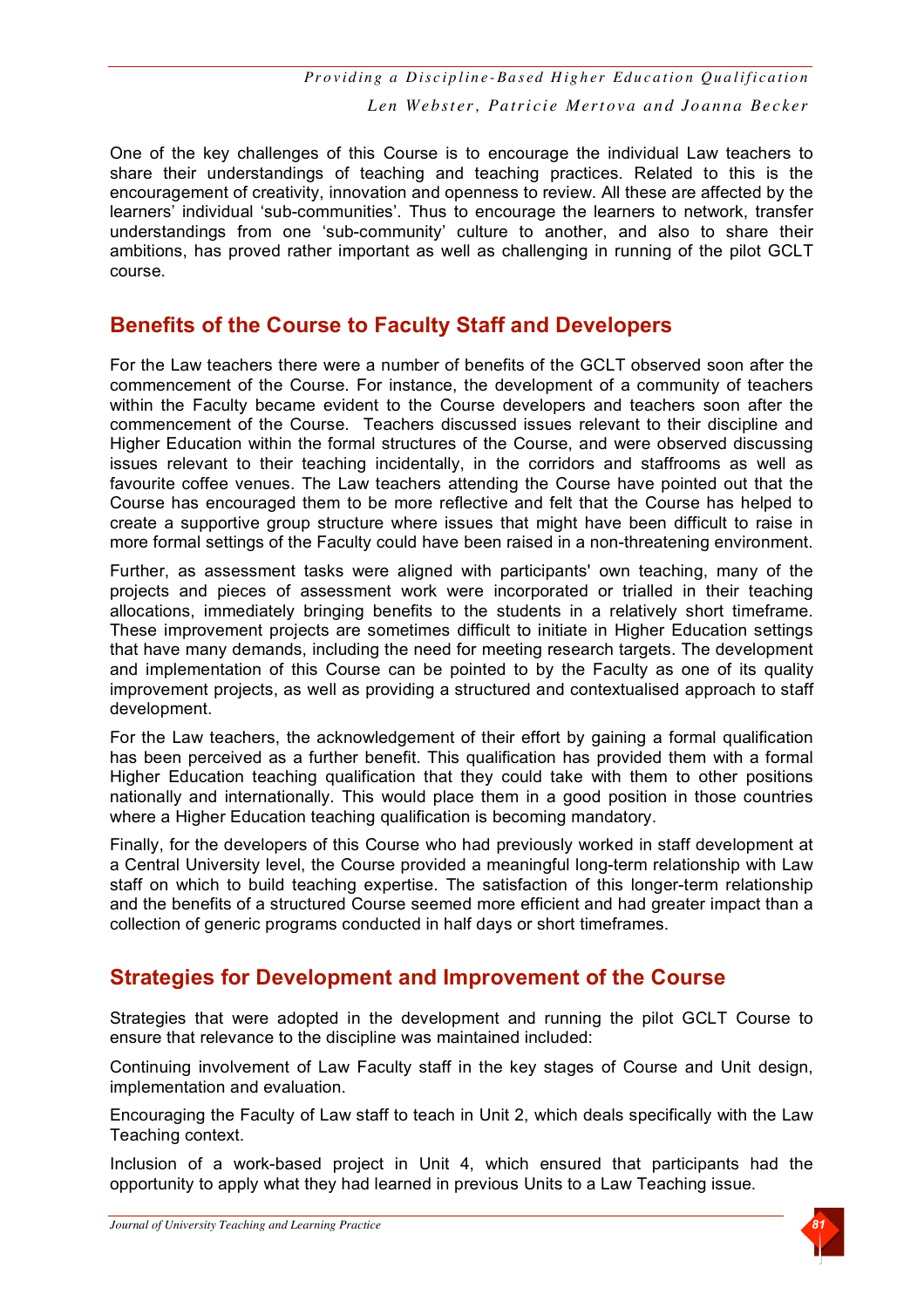One of the key challenges of this Course is to encourage the individual Law teachers to share their understandings of teaching and teaching practices. Related to this is the encouragement of creativity, innovation and openness to review. All these are affected by the learners' individual 'sub-communities'. Thus to encourage the learners to network, transfer understandings from one 'sub-community' culture to another, and also to share their ambitions, has proved rather important as well as challenging in running of the pilot GCLT course.

## Benefits of the Course to Faculty Staff and Developers

For the Law teachers there were a number of benefits of the GCLT observed soon after the commencement of the Course. For instance, the development of a community of teachers within the Faculty became evident to the Course developers and teachers soon after the commencement of the Course. Teachers discussed issues relevant to their discipline and Higher Education within the formal structures of the Course, and were observed discussing issues relevant to their teaching incidentally, in the corridors and staffrooms as well as favourite coffee venues. The Law teachers attending the Course have pointed out that the Course has encouraged them to be more reflective and felt that the Course has helped to create a supportive group structure where issues that might have been difficult to raise in more formal settings of the Faculty could have been raised in a non-threatening environment.

Further, as assessment tasks were aligned with participants' own teaching, many of the projects and pieces of assessment work were incorporated or trialled in their teaching allocations, immediately bringing benefits to the students in a relatively short timeframe. These improvement projects are sometimes difficult to initiate in Higher Education settings that have many demands, including the need for meeting research targets. The development and implementation of this Course can be pointed to by the Faculty as one of its quality improvement projects, as well as providing a structured and contextualised approach to staff development.

For the Law teachers, the acknowledgement of their effort by gaining a formal qualification has been perceived as a further benefit. This qualification has provided them with a formal Higher Education teaching qualification that they could take with them to other positions nationally and internationally. This would place them in a good position in those countries where a Higher Education teaching qualification is becoming mandatory.

Finally, for the developers of this Course who had previously worked in staff development at a Central University level, the Course provided a meaningful long-term relationship with Law staff on which to build teaching expertise. The satisfaction of this longer-term relationship and the benefits of a structured Course seemed more efficient and had greater impact than a collection of generic programs conducted in half days or short timeframes.

## Strategies for Development and Improvement of the Course

Strategies that were adopted in the development and running the pilot GCLT Course to ensure that relevance to the discipline was maintained included:

Continuing involvement of Law Faculty staff in the key stages of Course and Unit design, implementation and evaluation.

Encouraging the Faculty of Law staff to teach in Unit 2, which deals specifically with the Law Teaching context.

Inclusion of a work-based project in Unit 4, which ensured that participants had the opportunity to apply what they had learned in previous Units to a Law Teaching issue.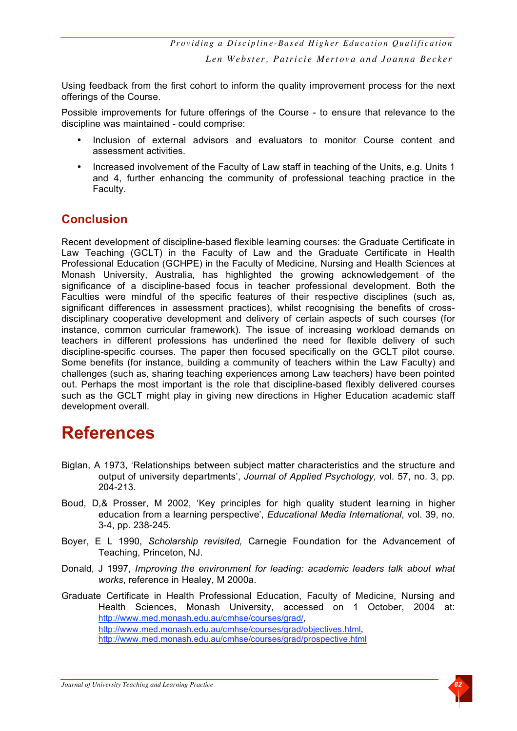Using feedback from the first cohort to inform the quality improvement process for the next offerings of the Course.

Possible improvements for future offerings of the Course - to ensure that relevance to the discipline was maintained - could comprise:

- Inclusion of external advisors and evaluators to monitor Course content and assessment activities.
- Increased involvement of the Faculty of Law staff in teaching of the Units, e.g. Units 1 and 4, further enhancing the community of professional teaching practice in the Faculty.

## Conclusion

Recent development of discipline-based flexible learning courses: the Graduate Certificate in Law Teaching (GCLT) in the Faculty of Law and the Graduate Certificate in Health Professional Education (GCHPE) in the Faculty of Medicine, Nursing and Health Sciences at Monash University, Australia, has highlighted the growing acknowledgement of the significance of a discipline-based focus in teacher professional development. Both the Faculties were mindful of the specific features of their respective disciplines (such as, significant differences in assessment practices), whilst recognising the benefits of cross-disciplinary cooperative development and delivery of certain aspects of such courses (for instance, common curricular framework). The issue of increasing workload demands on teachers in different professions has underlined the need for flexible delivery of such discipline-specific courses. The paper then focused specifically on the GCLT pilot course. Some benefits (for instance, building a community of teachers within the Law Faculty) and challenges (such as, sharing teaching experiences among Law teachers) have been pointed out. Perhaps the most important is the role that discipline-based flexibly delivered courses such as the GCLT might play in giving new directions in Higher Education academic staff development overall.

# References

Biglan, A 1973, 'Relationships between subject matter characteristics and the structure and output of university departments', *Journal of Applied Psychology,* vol. 57, no. 3, pp. 204-213.

Boud, D,& Prosser, M 2002, 'Key principles for high quality student learning in higher education from a learning perspective', *Educational Media International*, vol. 39, no. 3-4, pp. 238-245.

Boyer, E L 1990, *Scholarship revisited,* Carnegie Foundation for the Advancement of Teaching, Princeton, NJ.

Donald, J 1997, *Improving the environment for leading: academic leaders talk about what works*, reference in Healey, M 2000a.

Graduate Certificate in Health Professional Education, Faculty of Medicine, Nursing and Health Sciences, Monash University, accessed on 1 October, 2004 at: http://www.med.monash.edu.au/cmhse/courses/grad/, http://www.med.monash.edu.au/cmhse/courses/grad/objectives.html, http://www.med.monash.edu.au/cmhse/courses/grad/prospective.html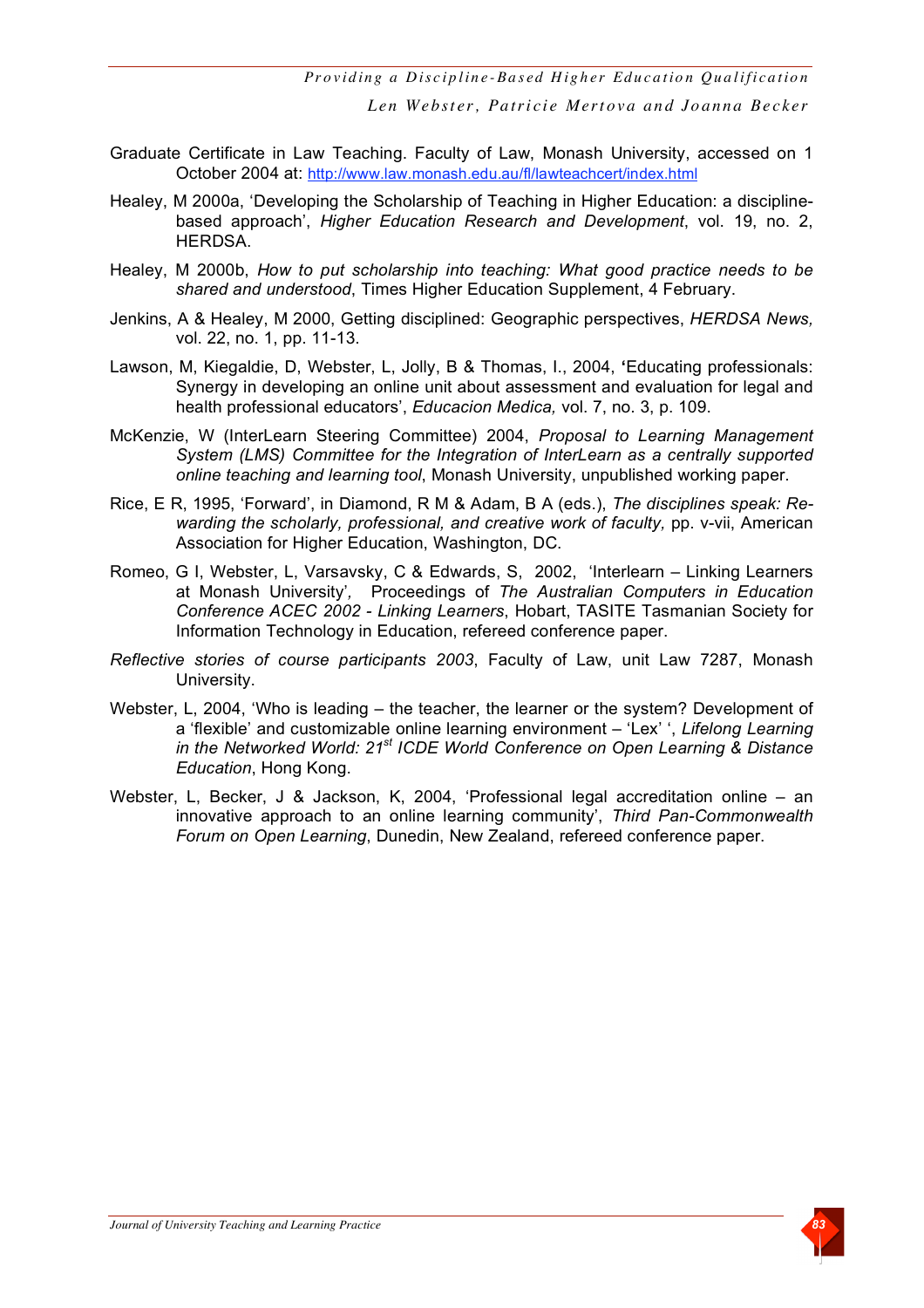Graduate Certificate in Law Teaching. Faculty of Law, Monash University, accessed on 1 October 2004 at: http://www.law.monash.edu.au/fl/lawteachcert/index.html

Healey, M 2000a, 'Developing the Scholarship of Teaching in Higher Education: a discipline-based approach', *Higher Education Research and Development*, vol. 19, no. 2, HERDSA.

Healey, M 2000b, *How to put scholarship into teaching: What good practice needs to be shared and understood*, Times Higher Education Supplement, 4 February.

Jenkins, A & Healey, M 2000, Getting disciplined: Geographic perspectives, *HERDSA News,* vol. 22, no. 1, pp. 11-13.

Lawson, M, Kiegaldie, D, Webster, L, Jolly, B & Thomas, I., 2004, **'**Educating professionals: Synergy in developing an online unit about assessment and evaluation for legal and health professional educators', *Educacion Medica,* vol. 7, no. 3, p. 109.

McKenzie, W (InterLearn Steering Committee) 2004, *Proposal to Learning Management System (LMS) Committee for the Integration of InterLearn as a centrally supported online teaching and learning tool*, Monash University, unpublished working paper.

Rice, E R, 1995, 'Forward', in Diamond, R M & Adam, B A (eds.), *The disciplines speak: Re-warding the scholarly, professional, and creative work of faculty,* pp. v-vii, American Association for Higher Education, Washington, DC.

Romeo, G I, Webster, L, Varsavsky, C & Edwards, S, 2002, 'Interlearn – Linking Learners at Monash University', Proceedings of *The Australian Computers in Education Conference ACEC 2002 - Linking Learners*, Hobart, TASITE Tasmanian Society for Information Technology in Education, refereed conference paper.

*Reflective stories of course participants 2003*, Faculty of Law, unit Law 7287, Monash University.

Webster, L, 2004, 'Who is leading – the teacher, the learner or the system? Development of a 'flexible' and customizable online learning environment – 'Lex' ', *Lifelong Learning in the Networked World: 21st ICDE World Conference on Open Learning & Distance Education*, Hong Kong.

Webster, L, Becker, J & Jackson, K, 2004, 'Professional legal accreditation online – an innovative approach to an online learning community', *Third Pan-Commonwealth Forum on Open Learning*, Dunedin, New Zealand, refereed conference paper.